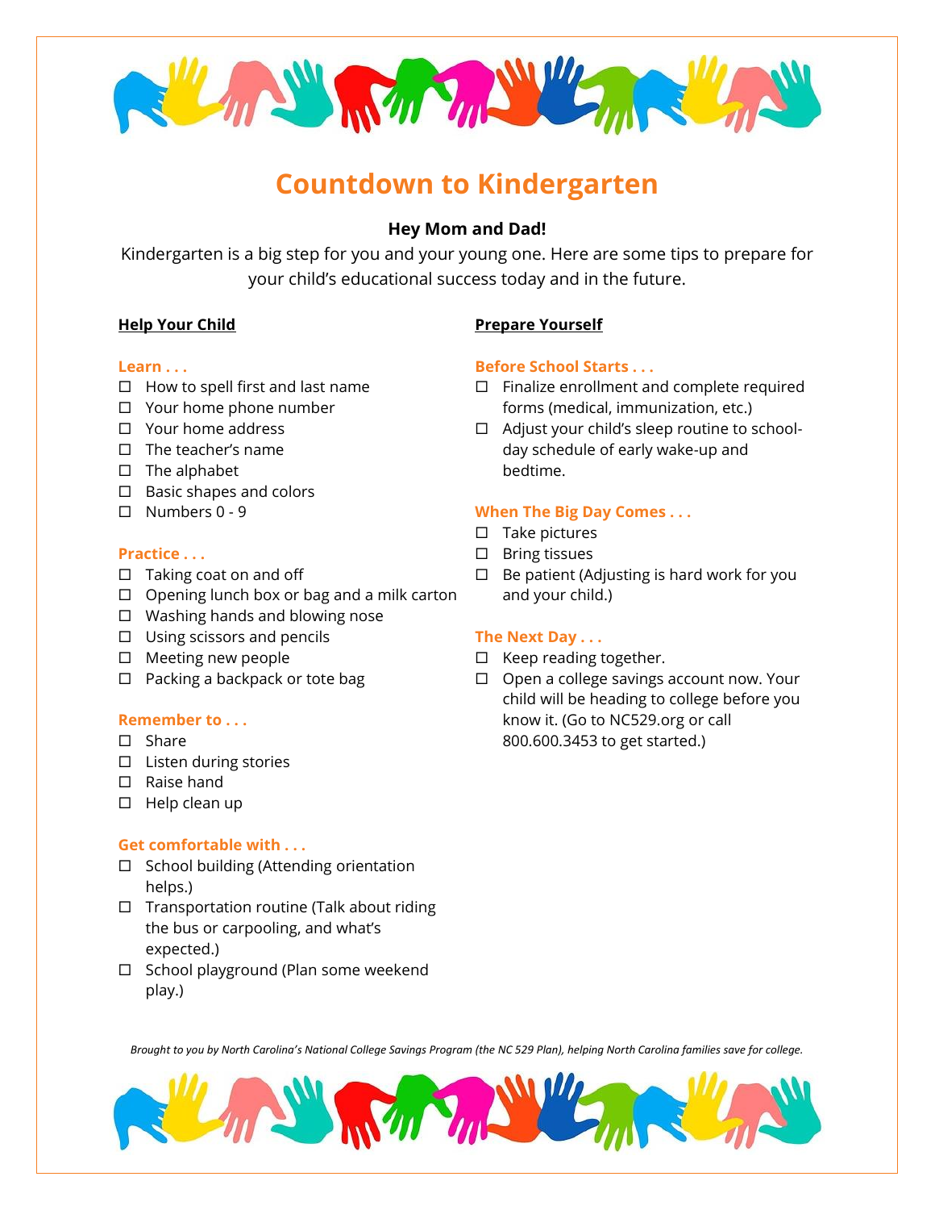# Countdown to Kindergarten

**Hey Mom and Dad!**

Kindergarten is a big step for you and your young one. Here are some tips to prepare for your child's educational success today and in the future.

## Help Your Child

### Learn . . .

- ☐ How to spell first and last name
- ☐ Your home phone number
- ☐ Your home address
- ☐ The teacher's name
- ☐ The alphabet
- ☐ Basic shapes and colors
- ☐ Numbers 0 - 9

### Practice . . .

- ☐ Taking coat on and off
- ☐ Opening lunch box or bag and a milk carton
- ☐ Washing hands and blowing nose
- ☐ Using scissors and pencils
- ☐ Meeting new people
- ☐ Packing a backpack or tote bag

### Remember to . . .

- ☐ Share
- ☐ Listen during stories
- ☐ Raise hand
- ☐ Help clean up

### Get comfortable with . . .

- ☐ School building (Attending orientation helps.)
- ☐ Transportation routine (Talk about riding the bus or carpooling, and what's expected.)
- ☐ School playground (Plan some weekend play.)

## Prepare Yourself

### Before School Starts . . .

- ☐ Finalize enrollment and complete required forms (medical, immunization, etc.)
- ☐ Adjust your child's sleep routine to school-day schedule of early wake-up and bedtime.

### When The Big Day Comes . . .

- ☐ Take pictures
- ☐ Bring tissues
- ☐ Be patient (Adjusting is hard work for you and your child.)

### The Next Day . . .

- ☐ Keep reading together.
- ☐ Open a college savings account now. Your child will be heading to college before you know it. (Go to NC529.org or call 800.600.3453 to get started.)

*Brought to you by North Carolina's National College Savings Program (the NC 529 Plan), helping North Carolina families save for college.*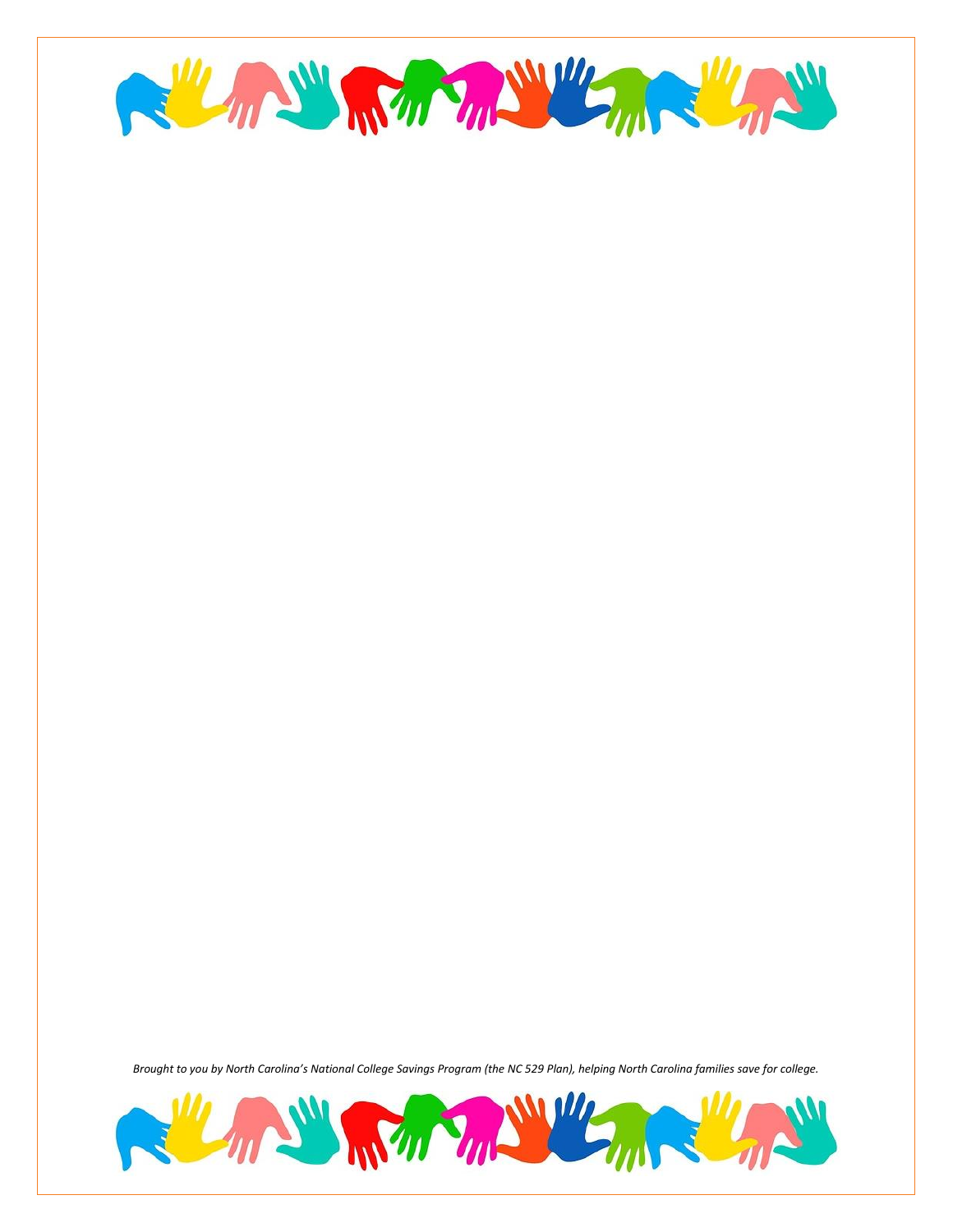*Brought to you by North Carolina's National College Savings Program (the NC 529 Plan), helping North Carolina families save for college.*